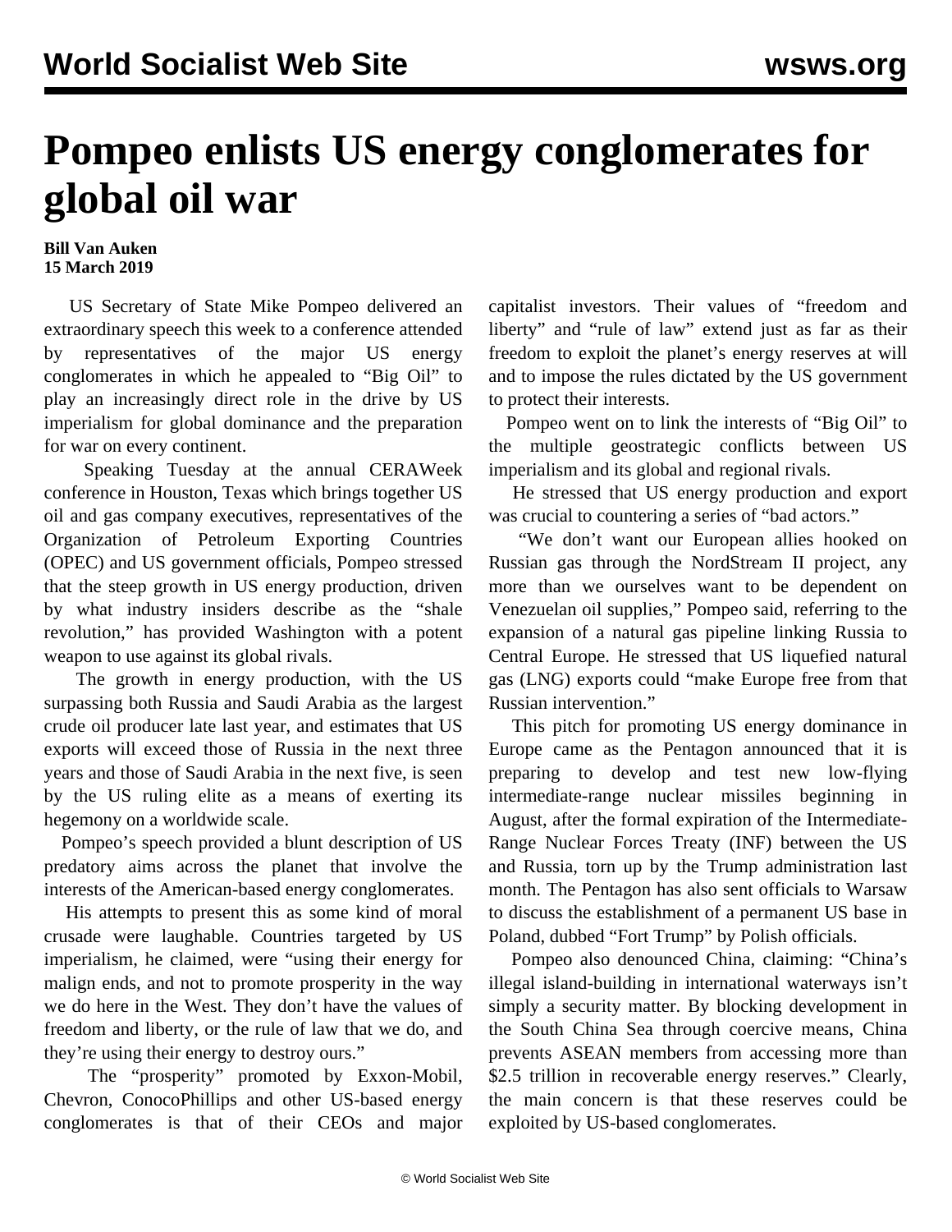# Pompeo enlists US energy conglomerates for global oil war

**Bill Van Auken**
**15 March 2019**

US Secretary of State Mike Pompeo delivered an extraordinary speech this week to a conference attended by representatives of the major US energy conglomerates in which he appealed to "Big Oil" to play an increasingly direct role in the drive by US imperialism for global dominance and the preparation for war on every continent.

Speaking Tuesday at the annual CERAWeek conference in Houston, Texas which brings together US oil and gas company executives, representatives of the Organization of Petroleum Exporting Countries (OPEC) and US government officials, Pompeo stressed that the steep growth in US energy production, driven by what industry insiders describe as the "shale revolution," has provided Washington with a potent weapon to use against its global rivals.

The growth in energy production, with the US surpassing both Russia and Saudi Arabia as the largest crude oil producer late last year, and estimates that US exports will exceed those of Russia in the next three years and those of Saudi Arabia in the next five, is seen by the US ruling elite as a means of exerting its hegemony on a worldwide scale.

Pompeo's speech provided a blunt description of US predatory aims across the planet that involve the interests of the American-based energy conglomerates.

His attempts to present this as some kind of moral crusade were laughable. Countries targeted by US imperialism, he claimed, were "using their energy for malign ends, and not to promote prosperity in the way we do here in the West. They don't have the values of freedom and liberty, or the rule of law that we do, and they're using their energy to destroy ours."

The "prosperity" promoted by Exxon-Mobil, Chevron, ConocoPhillips and other US-based energy conglomerates is that of their CEOs and major capitalist investors. Their values of "freedom and liberty" and "rule of law" extend just as far as their freedom to exploit the planet's energy reserves at will and to impose the rules dictated by the US government to protect their interests.

Pompeo went on to link the interests of "Big Oil" to the multiple geostrategic conflicts between US imperialism and its global and regional rivals.

He stressed that US energy production and export was crucial to countering a series of "bad actors."

"We don't want our European allies hooked on Russian gas through the NordStream II project, any more than we ourselves want to be dependent on Venezuelan oil supplies," Pompeo said, referring to the expansion of a natural gas pipeline linking Russia to Central Europe. He stressed that US liquefied natural gas (LNG) exports could "make Europe free from that Russian intervention."

This pitch for promoting US energy dominance in Europe came as the Pentagon announced that it is preparing to develop and test new low-flying intermediate-range nuclear missiles beginning in August, after the formal expiration of the Intermediate-Range Nuclear Forces Treaty (INF) between the US and Russia, torn up by the Trump administration last month. The Pentagon has also sent officials to Warsaw to discuss the establishment of a permanent US base in Poland, dubbed "Fort Trump" by Polish officials.

Pompeo also denounced China, claiming: "China's illegal island-building in international waterways isn't simply a security matter. By blocking development in the South China Sea through coercive means, China prevents ASEAN members from accessing more than $2.5 trillion in recoverable energy reserves." Clearly, the main concern is that these reserves could be exploited by US-based conglomerates.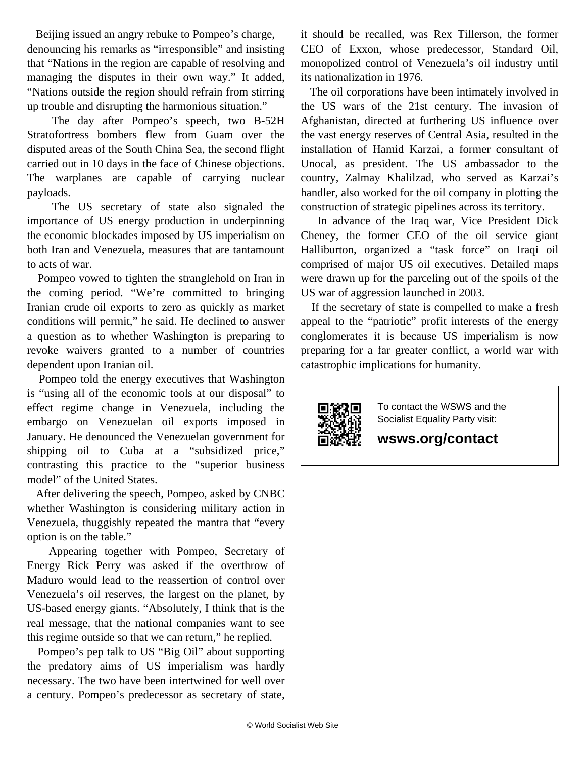Beijing issued an angry rebuke to Pompeo's charge, denouncing his remarks as "irresponsible" and insisting that "Nations in the region are capable of resolving and managing the disputes in their own way." It added, "Nations outside the region should refrain from stirring up trouble and disrupting the harmonious situation."

The day after Pompeo's speech, two B-52H Stratofortress bombers flew from Guam over the disputed areas of the South China Sea, the second flight carried out in 10 days in the face of Chinese objections. The warplanes are capable of carrying nuclear payloads.

The US secretary of state also signaled the importance of US energy production in underpinning the economic blockades imposed by US imperialism on both Iran and Venezuela, measures that are tantamount to acts of war.

Pompeo vowed to tighten the stranglehold on Iran in the coming period. "We're committed to bringing Iranian crude oil exports to zero as quickly as market conditions will permit," he said. He declined to answer a question as to whether Washington is preparing to revoke waivers granted to a number of countries dependent upon Iranian oil.

Pompeo told the energy executives that Washington is "using all of the economic tools at our disposal" to effect regime change in Venezuela, including the embargo on Venezuelan oil exports imposed in January. He denounced the Venezuelan government for shipping oil to Cuba at a "subsidized price," contrasting this practice to the "superior business model" of the United States.

After delivering the speech, Pompeo, asked by CNBC whether Washington is considering military action in Venezuela, thuggishly repeated the mantra that "every option is on the table."

Appearing together with Pompeo, Secretary of Energy Rick Perry was asked if the overthrow of Maduro would lead to the reassertion of control over Venezuela's oil reserves, the largest on the planet, by US-based energy giants. "Absolutely, I think that is the real message, that the national companies want to see this regime outside so that we can return," he replied.

Pompeo's pep talk to US "Big Oil" about supporting the predatory aims of US imperialism was hardly necessary. The two have been intertwined for well over a century. Pompeo's predecessor as secretary of state, it should be recalled, was Rex Tillerson, the former CEO of Exxon, whose predecessor, Standard Oil, monopolized control of Venezuela's oil industry until its nationalization in 1976.

The oil corporations have been intimately involved in the US wars of the 21st century. The invasion of Afghanistan, directed at furthering US influence over the vast energy reserves of Central Asia, resulted in the installation of Hamid Karzai, a former consultant of Unocal, as president. The US ambassador to the country, Zalmay Khalilzad, who served as Karzai's handler, also worked for the oil company in plotting the construction of strategic pipelines across its territory.

In advance of the Iraq war, Vice President Dick Cheney, the former CEO of the oil service giant Halliburton, organized a "task force" on Iraqi oil comprised of major US oil executives. Detailed maps were drawn up for the parceling out of the spoils of the US war of aggression launched in 2003.

If the secretary of state is compelled to make a fresh appeal to the "patriotic" profit interests of the energy conglomerates it is because US imperialism is now preparing for a far greater conflict, a world war with catastrophic implications for humanity.

To contact the WSWS and the Socialist Equality Party visit:

**wsws.org/contact**